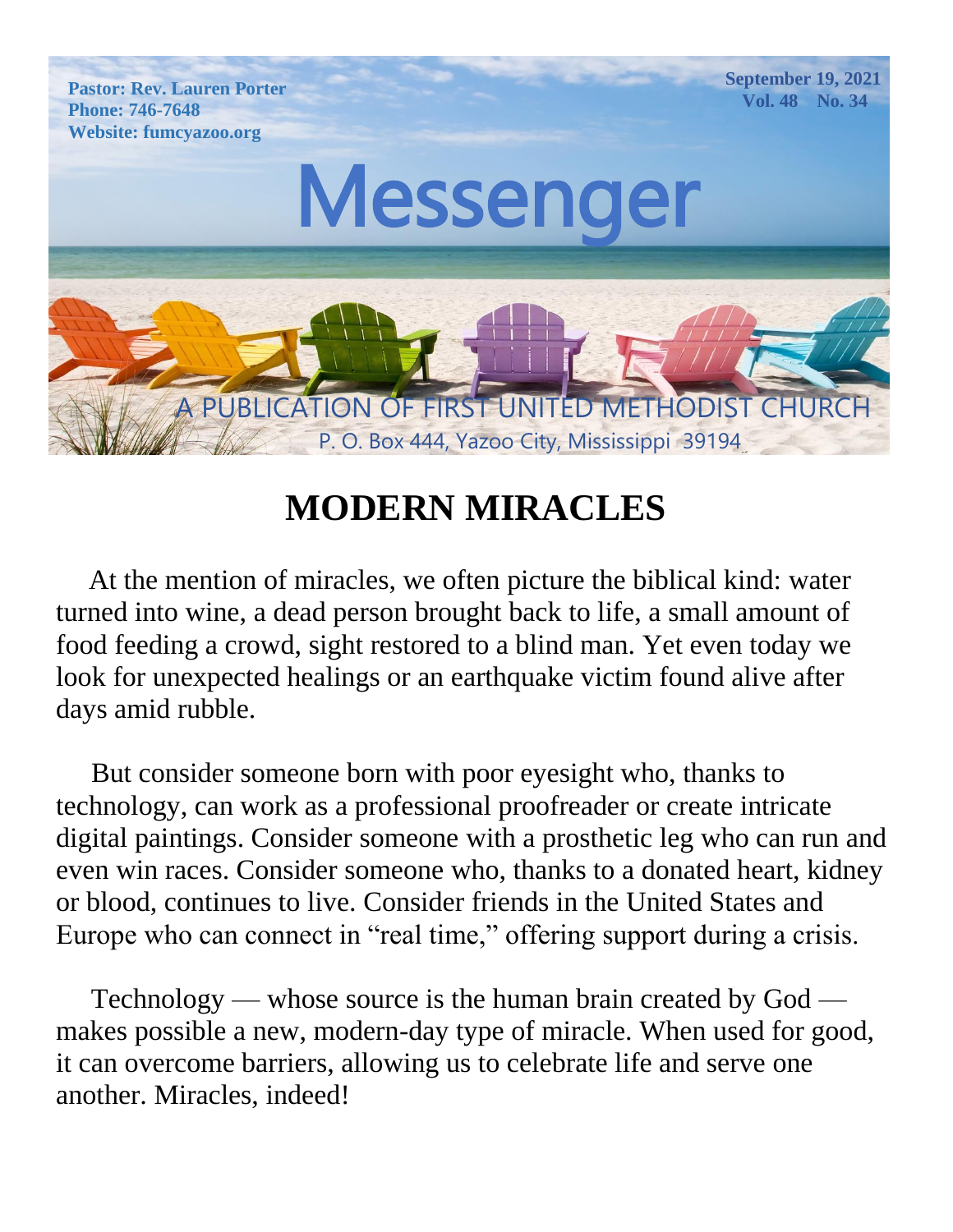Pastor: Rev. Lauren Porter
Phone: 746-7648
Website: fumcyazoo.org

September 19, 2021
Vol. 48 No. 34

# Messenger

A PUBLICATION OF FIRST UNITED METHODIST CHURCH
P. O. Box 444, Yazoo City, Mississippi 39194

## MODERN MIRACLES

At the mention of miracles, we often picture the biblical kind: water turned into wine, a dead person brought back to life, a small amount of food feeding a crowd, sight restored to a blind man. Yet even today we look for unexpected healings or an earthquake victim found alive after days amid rubble.

But consider someone born with poor eyesight who, thanks to technology, can work as a professional proofreader or create intricate digital paintings. Consider someone with a prosthetic leg who can run and even win races. Consider someone who, thanks to a donated heart, kidney or blood, continues to live. Consider friends in the United States and Europe who can connect in "real time," offering support during a crisis.

Technology — whose source is the human brain created by God — makes possible a new, modern-day type of miracle. When used for good, it can overcome barriers, allowing us to celebrate life and serve one another. Miracles, indeed!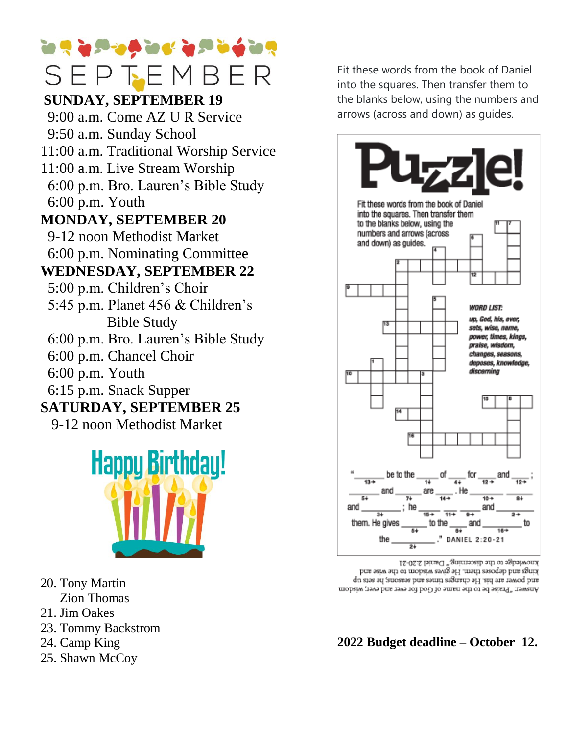# SEPTEMBER

**SUNDAY, SEPTEMBER 19**

9:00 a.m. Come AZ U R Service
9:50 a.m. Sunday School
11:00 a.m. Traditional Worship Service
11:00 a.m. Live Stream Worship
6:00 p.m. Bro. Lauren's Bible Study
6:00 p.m. Youth

**MONDAY, SEPTEMBER 20**

9-12 noon Methodist Market
6:00 p.m. Nominating Committee

**WEDNESDAY, SEPTEMBER 22**

5:00 p.m. Children's Choir
5:45 p.m. Planet 456 & Children's Bible Study
6:00 p.m. Bro. Lauren's Bible Study
6:00 p.m. Chancel Choir
6:00 p.m. Youth
6:15 p.m. Snack Supper

**SATURDAY, SEPTEMBER 25**

9-12 noon Methodist Market

## Happy Birthday!

20. Tony Martin
    Zion Thomas
21. Jim Oakes
23. Tommy Backstrom
24. Camp King
25. Shawn McCoy

Fit these words from the book of Daniel into the squares. Then transfer them to the blanks below, using the numbers and arrows (across and down) as guides.

## Puzzle!

Fit these words from the book of Daniel into the squares. Then transfer them to the blanks below, using the numbers and arrows (across and down) as guides.

*WORD LIST:* *up, God, his, ever, sets, wise, name, power, times, kings, praise, wisdom, changes, seasons, deposes, knowledge, discerning*

"_____ be to the _____ of _____ for _____ and _____; _____ and _____ are _____. He _____ _____ and _____; he _____ _____ _____ and _____ them. He gives _____ to the _____ and _____ to the _____." DANIEL 2:20-21

Answer: "Praise be to the name of God for ever and ever; wisdom and power are his. He changes times and seasons; he sets up kings and deposes them. He gives wisdom to the wise and knowledge to the discerning." Daniel 2:20-21

**2022 Budget deadline – October 12.**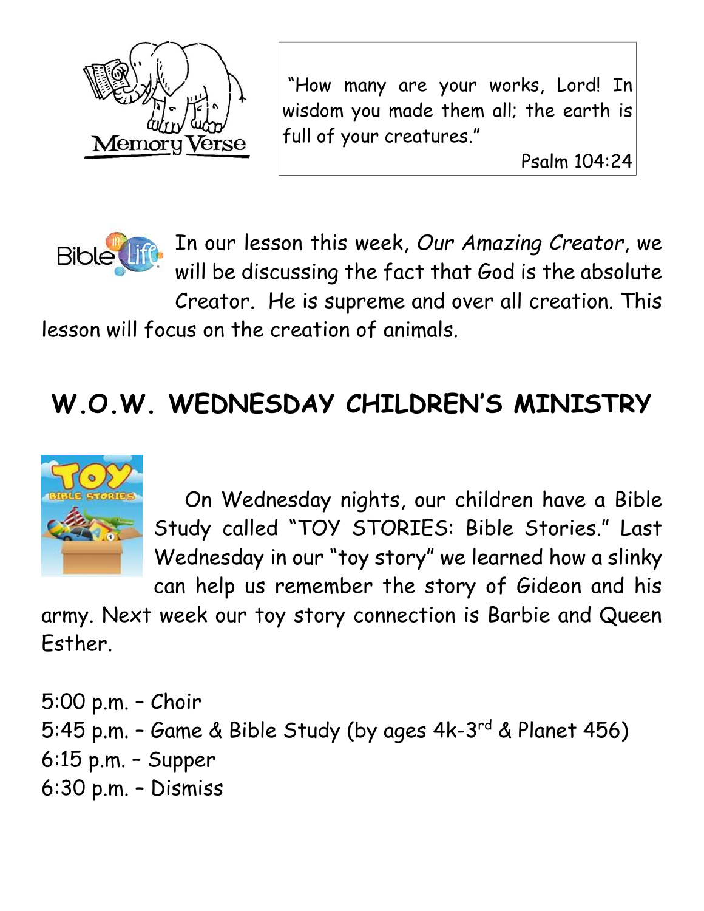Memory Verse

"How many are your works, Lord! In wisdom you made them all; the earth is full of your creatures."

Psalm 104:24

In our lesson this week, *Our Amazing Creator*, we will be discussing the fact that God is the absolute Creator. He is supreme and over all creation. This lesson will focus on the creation of animals.

## W.O.W. WEDNESDAY CHILDREN'S MINISTRY

On Wednesday nights, our children have a Bible Study called "TOY STORIES: Bible Stories." Last Wednesday in our "toy story" we learned how a slinky can help us remember the story of Gideon and his army. Next week our toy story connection is Barbie and Queen Esther.

5:00 p.m. – Choir
5:45 p.m. – Game & Bible Study (by ages 4k-3rd & Planet 456)
6:15 p.m. – Supper
6:30 p.m. – Dismiss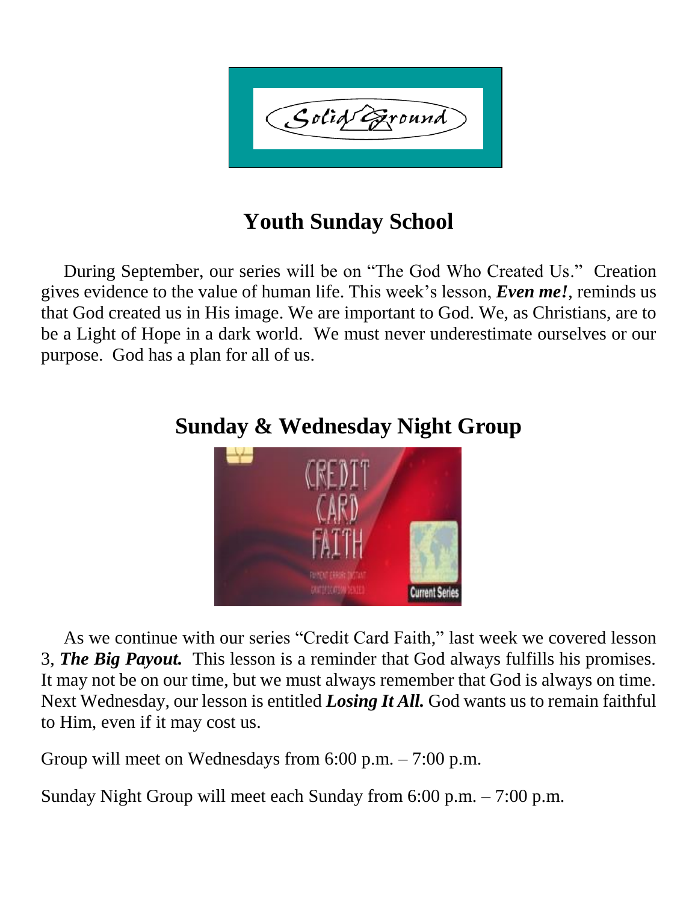Solid Ground

## Youth Sunday School

During September, our series will be on "The God Who Created Us." Creation gives evidence to the value of human life. This week's lesson, ***Even me!***, reminds us that God created us in His image. We are important to God. We, as Christians, are to be a Light of Hope in a dark world. We must never underestimate ourselves or our purpose. God has a plan for all of us.

## Sunday & Wednesday Night Group

As we continue with our series "Credit Card Faith," last week we covered lesson 3, ***The Big Payout.*** This lesson is a reminder that God always fulfills his promises. It may not be on our time, but we must always remember that God is always on time. Next Wednesday, our lesson is entitled ***Losing It All.*** God wants us to remain faithful to Him, even if it may cost us.

Group will meet on Wednesdays from 6:00 p.m. – 7:00 p.m.

Sunday Night Group will meet each Sunday from 6:00 p.m. – 7:00 p.m.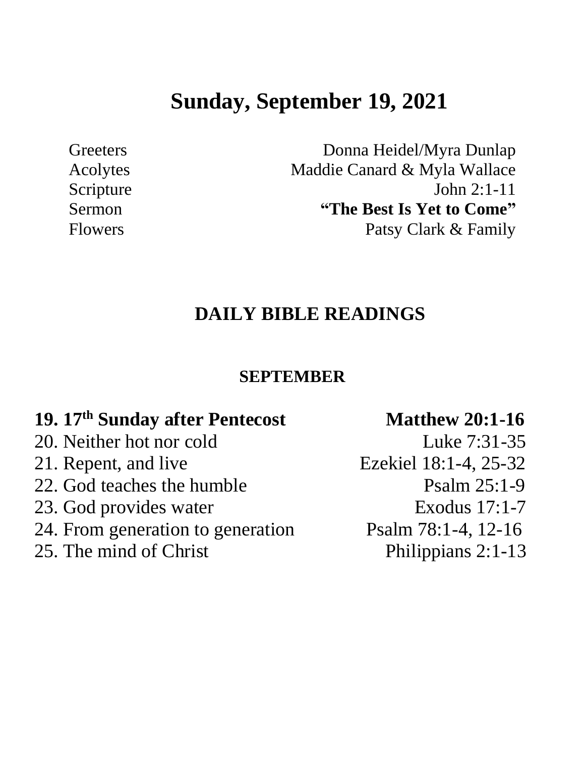# Sunday, September 19, 2021

| | |
|---|---|
| Greeters | Donna Heidel/Myra Dunlap |
| Acolytes | Maddie Canard & Myla Wallace |
| Scripture | John 2:1-11 |
| Sermon | **"The Best Is Yet to Come"** |
| Flowers | Patsy Clark & Family |

## DAILY BIBLE READINGS

### SEPTEMBER

| | |
|---|---|
| **19. 17th Sunday after Pentecost** | **Matthew 20:1-16** |
| 20. Neither hot nor cold | Luke 7:31-35 |
| 21. Repent, and live | Ezekiel 18:1-4, 25-32 |
| 22. God teaches the humble | Psalm 25:1-9 |
| 23. God provides water | Exodus 17:1-7 |
| 24. From generation to generation | Psalm 78:1-4, 12-16 |
| 25. The mind of Christ | Philippians 2:1-13 |